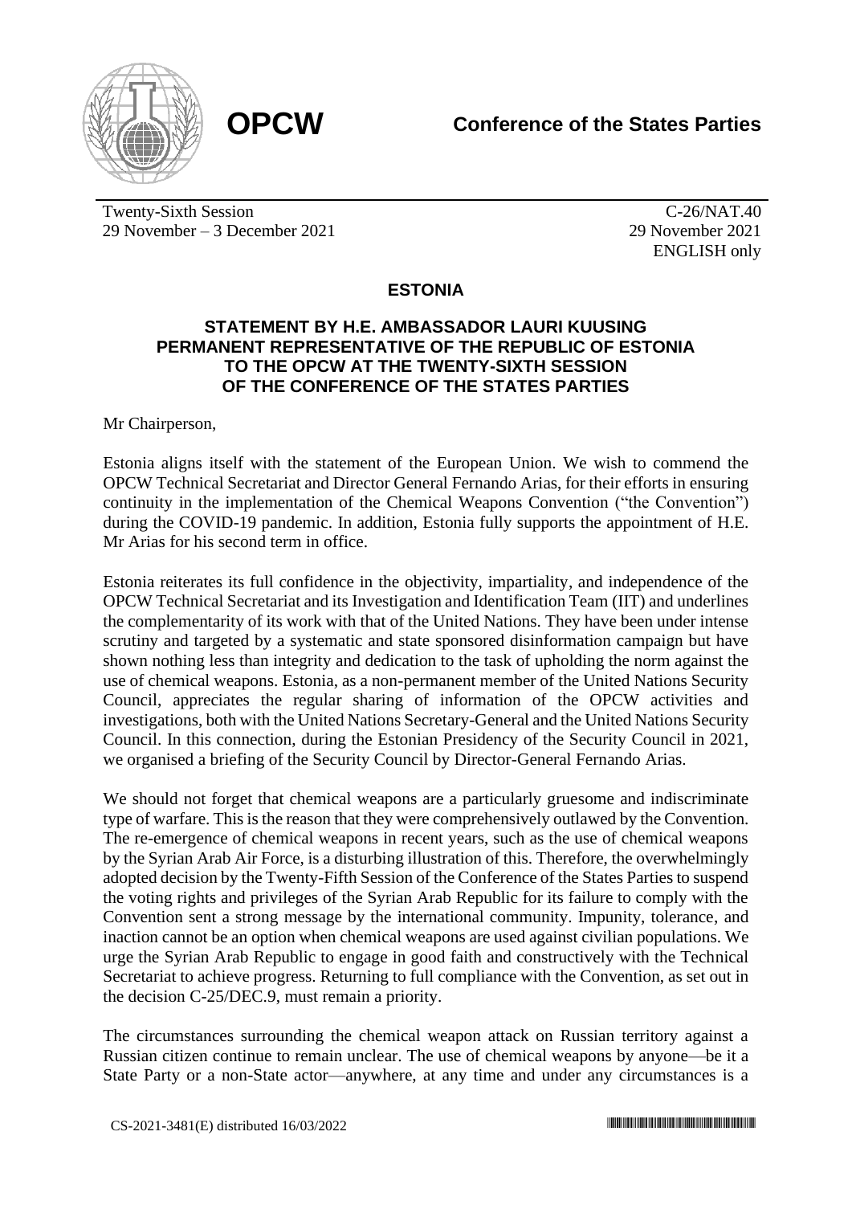**OPCW**

**Conference of the States Parties**

Twenty-Sixth Session
29 November – 3 December 2021

C-26/NAT.40
29 November 2021
ENGLISH only

## ESTONIA

### STATEMENT BY H.E. AMBASSADOR LAURI KUUSING PERMANENT REPRESENTATIVE OF THE REPUBLIC OF ESTONIA TO THE OPCW AT THE TWENTY-SIXTH SESSION OF THE CONFERENCE OF THE STATES PARTIES

Mr Chairperson,

Estonia aligns itself with the statement of the European Union. We wish to commend the OPCW Technical Secretariat and Director General Fernando Arias, for their efforts in ensuring continuity in the implementation of the Chemical Weapons Convention ("the Convention") during the COVID-19 pandemic. In addition, Estonia fully supports the appointment of H.E. Mr Arias for his second term in office.

Estonia reiterates its full confidence in the objectivity, impartiality, and independence of the OPCW Technical Secretariat and its Investigation and Identification Team (IIT) and underlines the complementarity of its work with that of the United Nations. They have been under intense scrutiny and targeted by a systematic and state sponsored disinformation campaign but have shown nothing less than integrity and dedication to the task of upholding the norm against the use of chemical weapons. Estonia, as a non-permanent member of the United Nations Security Council, appreciates the regular sharing of information of the OPCW activities and investigations, both with the United Nations Secretary-General and the United Nations Security Council. In this connection, during the Estonian Presidency of the Security Council in 2021, we organised a briefing of the Security Council by Director-General Fernando Arias.

We should not forget that chemical weapons are a particularly gruesome and indiscriminate type of warfare. This is the reason that they were comprehensively outlawed by the Convention. The re-emergence of chemical weapons in recent years, such as the use of chemical weapons by the Syrian Arab Air Force, is a disturbing illustration of this. Therefore, the overwhelmingly adopted decision by the Twenty-Fifth Session of the Conference of the States Parties to suspend the voting rights and privileges of the Syrian Arab Republic for its failure to comply with the Convention sent a strong message by the international community. Impunity, tolerance, and inaction cannot be an option when chemical weapons are used against civilian populations. We urge the Syrian Arab Republic to engage in good faith and constructively with the Technical Secretariat to achieve progress. Returning to full compliance with the Convention, as set out in the decision C-25/DEC.9, must remain a priority.

The circumstances surrounding the chemical weapon attack on Russian territory against a Russian citizen continue to remain unclear. The use of chemical weapons by anyone—be it a State Party or a non-State actor—anywhere, at any time and under any circumstances is a

CS-2021-3481(E) distributed 16/03/2022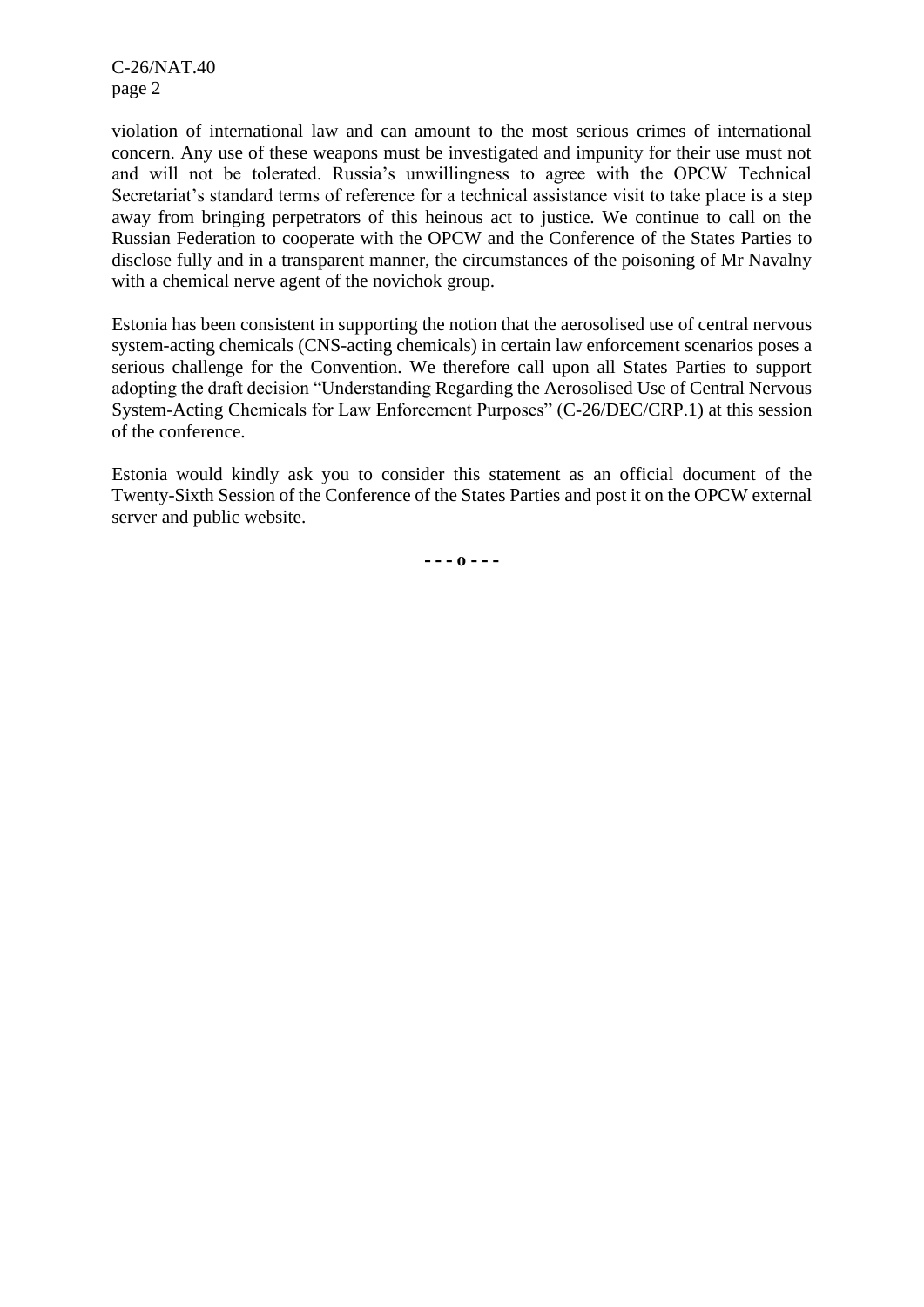violation of international law and can amount to the most serious crimes of international concern. Any use of these weapons must be investigated and impunity for their use must not and will not be tolerated. Russia's unwillingness to agree with the OPCW Technical Secretariat's standard terms of reference for a technical assistance visit to take place is a step away from bringing perpetrators of this heinous act to justice. We continue to call on the Russian Federation to cooperate with the OPCW and the Conference of the States Parties to disclose fully and in a transparent manner, the circumstances of the poisoning of Mr Navalny with a chemical nerve agent of the novichok group.

Estonia has been consistent in supporting the notion that the aerosolised use of central nervous system-acting chemicals (CNS-acting chemicals) in certain law enforcement scenarios poses a serious challenge for the Convention. We therefore call upon all States Parties to support adopting the draft decision "Understanding Regarding the Aerosolised Use of Central Nervous System-Acting Chemicals for Law Enforcement Purposes" (C-26/DEC/CRP.1) at this session of the conference.

Estonia would kindly ask you to consider this statement as an official document of the Twenty-Sixth Session of the Conference of the States Parties and post it on the OPCW external server and public website.

**- - - o - - -**